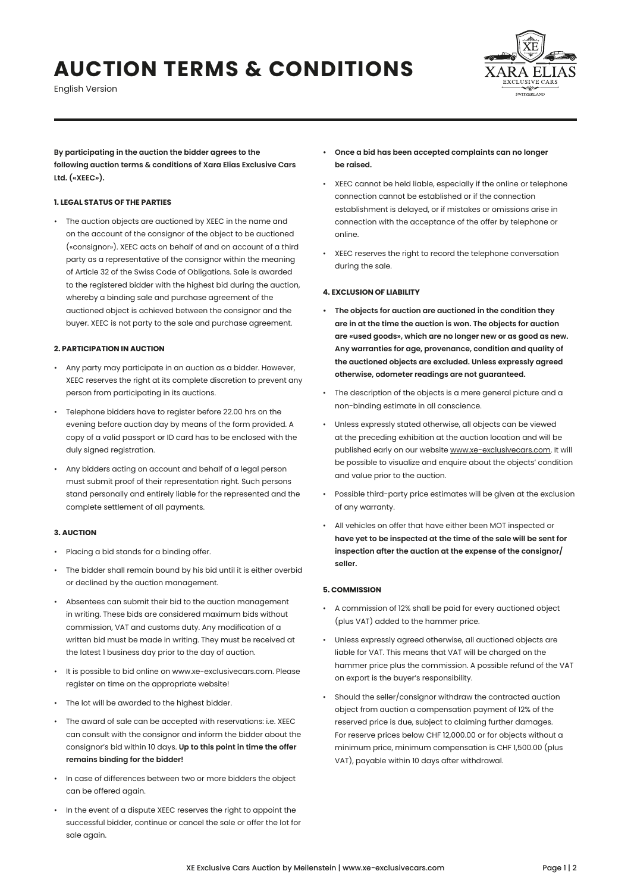# AUCTION TERMS & CONDITIONS

English Version

**By participating in the auction the bidder agrees to the following auction terms & conditions of Xara Elias Exclusive Cars Ltd. («XEEC»).**

### 1. LEGAL STATUS OF THE PARTIES

- The auction objects are auctioned by XEEC in the name and on the account of the consignor of the object to be auctioned («consignor»). XEEC acts on behalf of and on account of a third party as a representative of the consignor within the meaning of Article 32 of the Swiss Code of Obligations. Sale is awarded to the registered bidder with the highest bid during the auction, whereby a binding sale and purchase agreement of the auctioned object is achieved between the consignor and the buyer. XEEC is not party to the sale and purchase agreement.

### 2. PARTICIPATION IN AUCTION

- Any party may participate in an auction as a bidder. However, XEEC reserves the right at its complete discretion to prevent any person from participating in its auctions.
- Telephone bidders have to register before 22.00 hrs on the evening before auction day by means of the form provided. A copy of a valid passport or ID card has to be enclosed with the duly signed registration.
- Any bidders acting on account and behalf of a legal person must submit proof of their representation right. Such persons stand personally and entirely liable for the represented and the complete settlement of all payments.

### 3. AUCTION

- Placing a bid stands for a binding offer.
- The bidder shall remain bound by his bid until it is either overbid or declined by the auction management.
- Absentees can submit their bid to the auction management in writing. These bids are considered maximum bids without commission, VAT and customs duty. Any modification of a written bid must be made in writing. They must be received at the latest 1 business day prior to the day of auction.
- It is possible to bid online on www.xe-exclusivecars.com. Please register on time on the appropriate website!
- The lot will be awarded to the highest bidder.
- The award of sale can be accepted with reservations: i.e. XEEC can consult with the consignor and inform the bidder about the consignor's bid within 10 days. **Up to this point in time the offer remains binding for the bidder!**
- In case of differences between two or more bidders the object can be offered again.
- In the event of a dispute XEEC reserves the right to appoint the successful bidder, continue or cancel the sale or offer the lot for sale again.
- **Once a bid has been accepted complaints can no longer be raised.**
- XEEC cannot be held liable, especially if the online or telephone connection cannot be established or if the connection establishment is delayed, or if mistakes or omissions arise in connection with the acceptance of the offer by telephone or online.
- XEEC reserves the right to record the telephone conversation during the sale.

### 4. EXCLUSION OF LIABILITY

- **The objects for auction are auctioned in the condition they are in at the time the auction is won. The objects for auction are «used goods», which are no longer new or as good as new. Any warranties for age, provenance, condition and quality of the auctioned objects are excluded. Unless expressly agreed otherwise, odometer readings are not guaranteed.**
- The description of the objects is a mere general picture and a non-binding estimate in all conscience.
- Unless expressly stated otherwise, all objects can be viewed at the preceding exhibition at the auction location and will be published early on our website www.xe-exclusivecars.com. It will be possible to visualize and enquire about the objects' condition and value prior to the auction.
- Possible third-party price estimates will be given at the exclusion of any warranty.
- All vehicles on offer that have either been MOT inspected or **have yet to be inspected at the time of the sale will be sent for inspection after the auction at the expense of the consignor/ seller.**

### 5. COMMISSION

- A commission of 12% shall be paid for every auctioned object (plus VAT) added to the hammer price.
- Unless expressly agreed otherwise, all auctioned objects are liable for VAT. This means that VAT will be charged on the hammer price plus the commission. A possible refund of the VAT on export is the buyer's responsibility.
- Should the seller/consignor withdraw the contracted auction object from auction a compensation payment of 12% of the reserved price is due, subject to claiming further damages. For reserve prices below CHF 12,000.00 or for objects without a minimum price, minimum compensation is CHF 1,500.00 (plus VAT), payable within 10 days after withdrawal.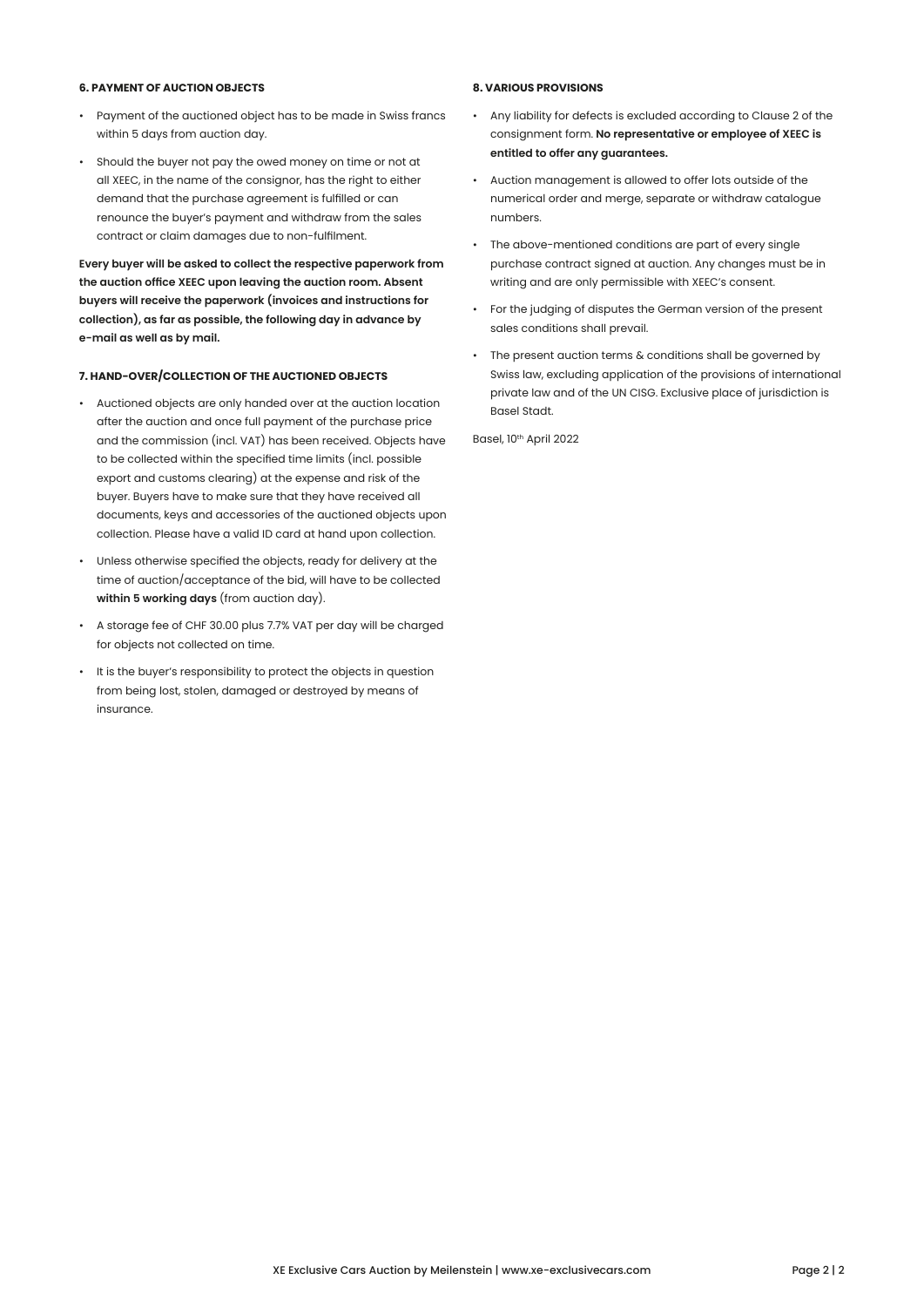### 6. PAYMENT OF AUCTION OBJECTS

- Payment of the auctioned object has to be made in Swiss francs within 5 days from auction day.
- Should the buyer not pay the owed money on time or not at all XEEC, in the name of the consignor, has the right to either demand that the purchase agreement is fulfilled or can renounce the buyer's payment and withdraw from the sales contract or claim damages due to non-fulfilment.

**Every buyer will be asked to collect the respective paperwork from the auction office XEEC upon leaving the auction room. Absent buyers will receive the paperwork (invoices and instructions for collection), as far as possible, the following day in advance by e-mail as well as by mail.**

### 7. HAND-OVER/COLLECTION OF THE AUCTIONED OBJECTS

- Auctioned objects are only handed over at the auction location after the auction and once full payment of the purchase price and the commission (incl. VAT) has been received. Objects have to be collected within the specified time limits (incl. possible export and customs clearing) at the expense and risk of the buyer. Buyers have to make sure that they have received all documents, keys and accessories of the auctioned objects upon collection. Please have a valid ID card at hand upon collection.
- Unless otherwise specified the objects, ready for delivery at the time of auction/acceptance of the bid, will have to be collected **within 5 working days** (from auction day).
- A storage fee of CHF 30.00 plus 7.7% VAT per day will be charged for objects not collected on time.
- It is the buyer's responsibility to protect the objects in question from being lost, stolen, damaged or destroyed by means of insurance.

### 8. VARIOUS PROVISIONS

- Any liability for defects is excluded according to Clause 2 of the consignment form. **No representative or employee of XEEC is entitled to offer any guarantees.**
- Auction management is allowed to offer lots outside of the numerical order and merge, separate or withdraw catalogue numbers.
- The above-mentioned conditions are part of every single purchase contract signed at auction. Any changes must be in writing and are only permissible with XEEC's consent.
- For the judging of disputes the German version of the present sales conditions shall prevail.
- The present auction terms & conditions shall be governed by Swiss law, excluding application of the provisions of international private law and of the UN CISG. Exclusive place of jurisdiction is Basel Stadt.

Basel, 10th April 2022